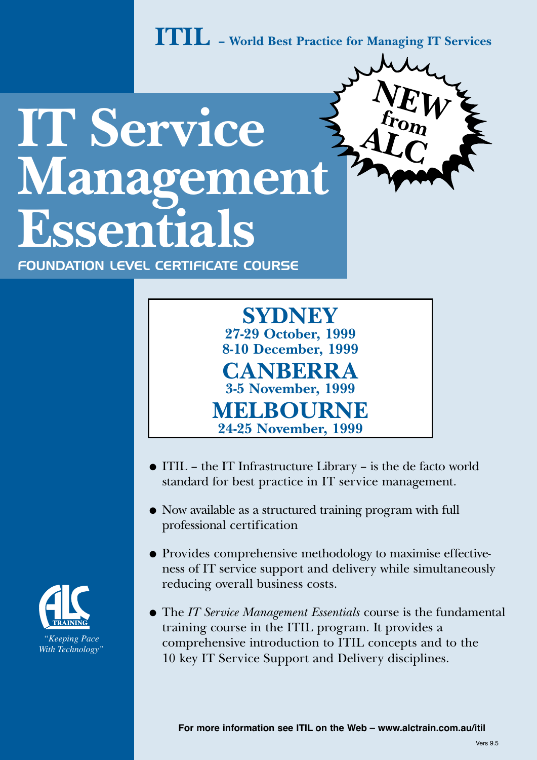**ITIL** – World Best Practice for Managing IT Services

# IT Service Management Essentials

**NEW from ALC**

FOUNDATION LEVEL CERTIFICATE COURSE

## SYDNEY
**27-29 October, 1999**
**8-10 December, 1999**

## CANBERRA
**3-5 November, 1999**

## MELBOURNE
**24-25 November, 1999**

- ITIL – the IT Infrastructure Library – is the de facto world standard for best practice in IT service management.
- Now available as a structured training program with full professional certification
- Provides comprehensive methodology to maximise effectiveness of IT service support and delivery while simultaneously reducing overall business costs.
- The *IT Service Management Essentials* course is the fundamental training course in the ITIL program. It provides a comprehensive introduction to ITIL concepts and to the 10 key IT Service Support and Delivery disciplines.

ALC TRAINING

*"Keeping Pace With Technology"*

**For more information see ITIL on the Web – www.alctrain.com.au/itil**

Vers 9.5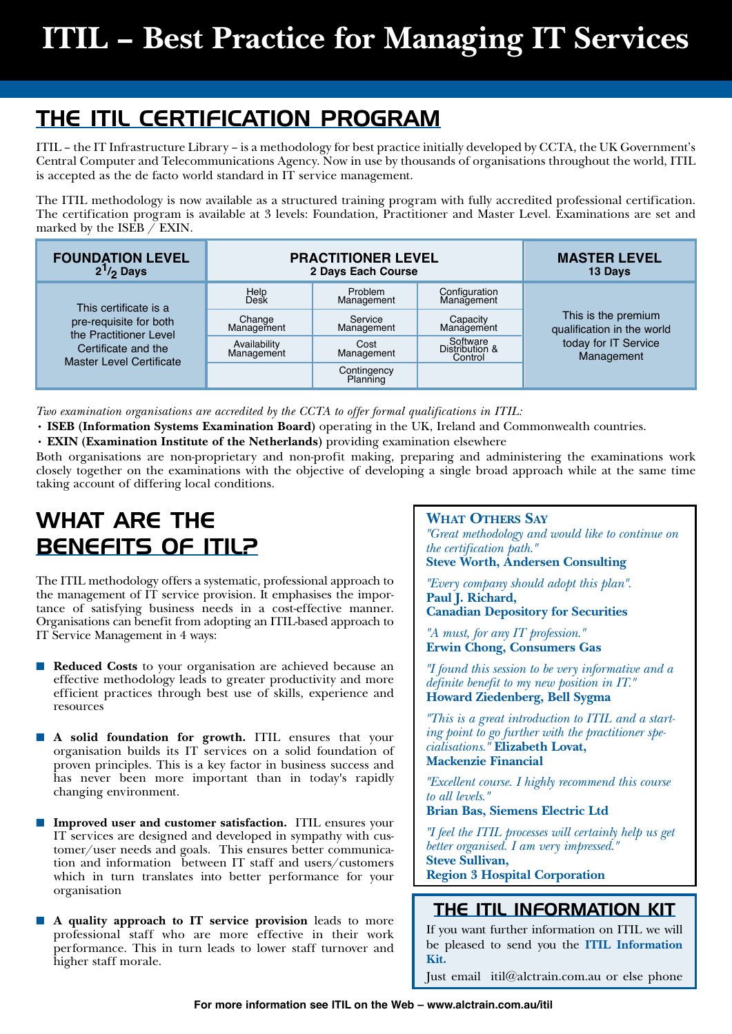# ITIL – Best Practice for Managing IT Services

## THE ITIL CERTIFICATION PROGRAM

ITIL – the IT Infrastructure Library – is a methodology for best practice initially developed by CCTA, the UK Government's Central Computer and Telecommunications Agency. Now in use by thousands of organisations throughout the world, ITIL is accepted as the de facto world standard in IT service management.

The ITIL methodology is now available as a structured training program with fully accredited professional certification. The certification program is available at 3 levels: Foundation, Practitioner and Master Level. Examinations are set and marked by the ISEB / EXIN.

| **FOUNDATION LEVEL** $2^1/_2$ **Days** | **PRACTITIONER LEVEL** **2 Days Each Course** | | | **MASTER LEVEL** **13 Days** |
|---|---|---|---|---|
| This certificate is a pre-requisite for both the Practitioner Level Certificate and the Master Level Certificate | Help Desk | Problem Management | Configuration Management | This is the premium qualification in the world today for IT Service Management |
| | Change Management | Service Management | Capacity Management | |
| | Availability Management | Cost Management | Software Distribution & Control | |
| | | Contingency Planning | | |

*Two examination organisations are accredited by the CCTA to offer formal qualifications in ITIL:*

- **ISEB (Information Systems Examination Board)** operating in the UK, Ireland and Commonwealth countries.
- **EXIN (Examination Institute of the Netherlands)** providing examination elsewhere

Both organisations are non-proprietary and non-profit making, preparing and administering the examinations work closely together on the examinations with the objective of developing a single broad approach while at the same time taking account of differing local conditions.

## WHAT ARE THE BENEFITS OF ITIL?

The ITIL methodology offers a systematic, professional approach to the management of IT service provision. It emphasises the importance of satisfying business needs in a cost-effective manner. Organisations can benefit from adopting an ITIL-based approach to IT Service Management in 4 ways:

- **Reduced Costs** to your organisation are achieved because an effective methodology leads to greater productivity and more efficient practices through best use of skills, experience and resources
- **A solid foundation for growth.** ITIL ensures that your organisation builds its IT services on a solid foundation of proven principles. This is a key factor in business success and has never been more important than in today's rapidly changing environment.
- **Improved user and customer satisfaction.** ITIL ensures your IT services are designed and developed in sympathy with customer/user needs and goals. This ensures better communication and information between IT staff and users/customers which in turn translates into better performance for your organisation
- **A quality approach to IT service provision** leads to more professional staff who are more effective in their work performance. This in turn leads to lower staff turnover and higher staff morale.

### WHAT OTHERS SAY

*"Great methodology and would like to continue on the certification path."*
**Steve Worth, Andersen Consulting**

*"Every company should adopt this plan".*
**Paul J. Richard, Canadian Depository for Securities**

*"A must, for any IT profession."*
**Erwin Chong, Consumers Gas**

*"I found this session to be very informative and a definite benefit to my new position in IT."*
**Howard Ziedenberg, Bell Sygma**

*"This is a great introduction to ITIL and a starting point to go further with the practitioner specialisations."* **Elizabeth Lovat, Mackenzie Financial**

*"Excellent course. I highly recommend this course to all levels."*
**Brian Bas, Siemens Electric Ltd**

*"I feel the ITIL processes will certainly help us get better organised. I am very impressed."*
**Steve Sullivan, Region 3 Hospital Corporation**

## THE ITIL INFORMATION KIT

If you want further information on ITIL we will be pleased to send you the **ITIL Information Kit.**

Just email itil@alctrain.com.au or else phone

**For more information see ITIL on the Web – www.alctrain.com.au/itil**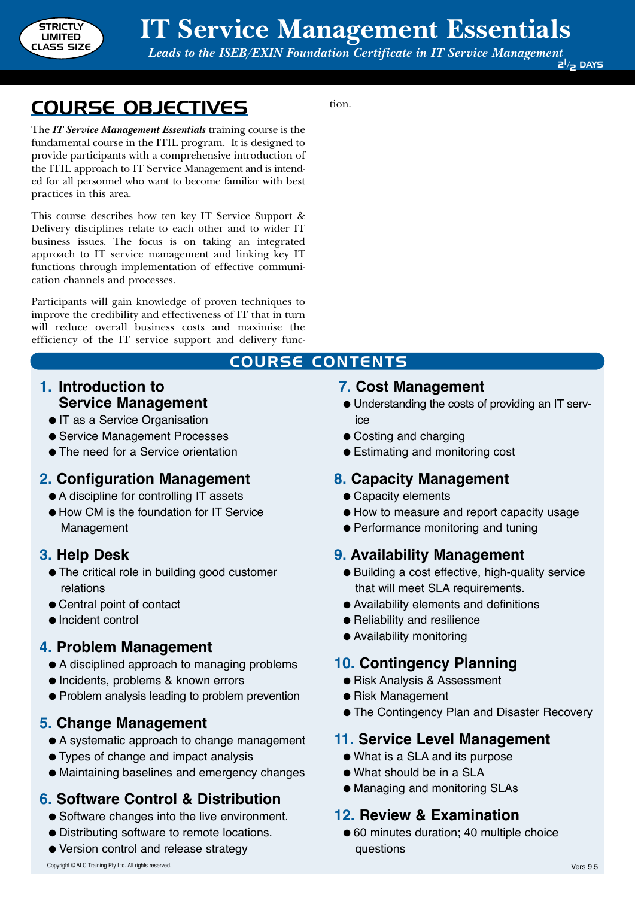STRICTLY LIMITED CLASS SIZE

# IT Service Management Essentials

*Leads to the ISEB/EXIN Foundation Certificate in IT Service Management*

2½ DAYS

## COURSE OBJECTIVES

The ***IT Service Management Essentials*** training course is the fundamental course in the ITIL program. It is designed to provide participants with a comprehensive introduction of the ITIL approach to IT Service Management and is intended for all personnel who want to become familiar with best practices in this area.

This course describes how ten key IT Service Support & Delivery disciplines relate to each other and to wider IT business issues. The focus is on taking an integrated approach to IT service management and linking key IT functions through implementation of effective communication channels and processes.

Participants will gain knowledge of proven techniques to improve the credibility and effectiveness of IT that in turn will reduce overall business costs and maximise the efficiency of the IT service support and delivery function.

## COURSE CONTENTS

### 1. Introduction to Service Management

- IT as a Service Organisation
- Service Management Processes
- The need for a Service orientation

### 2. Configuration Management

- A discipline for controlling IT assets
- How CM is the foundation for IT Service Management

### 3. Help Desk

- The critical role in building good customer relations
- Central point of contact
- Incident control

### 4. Problem Management

- A disciplined approach to managing problems
- Incidents, problems & known errors
- Problem analysis leading to problem prevention

### 5. Change Management

- A systematic approach to change management
- Types of change and impact analysis
- Maintaining baselines and emergency changes

### 6. Software Control & Distribution

- Software changes into the live environment.
- Distributing software to remote locations.
- Version control and release strategy

### 7. Cost Management

- Understanding the costs of providing an IT service
- Costing and charging
- Estimating and monitoring cost

### 8. Capacity Management

- Capacity elements
- How to measure and report capacity usage
- Performance monitoring and tuning

### 9. Availability Management

- Building a cost effective, high-quality service that will meet SLA requirements.
- Availability elements and definitions
- Reliability and resilience
- Availability monitoring

### 10. Contingency Planning

- Risk Analysis & Assessment
- Risk Management
- The Contingency Plan and Disaster Recovery

### 11. Service Level Management

- What is a SLA and its purpose
- What should be in a SLA
- Managing and monitoring SLAs

### 12. Review & Examination

- 60 minutes duration; 40 multiple choice questions

Copyright © ALC Training Pty Ltd. All rights reserved.

Vers 9.5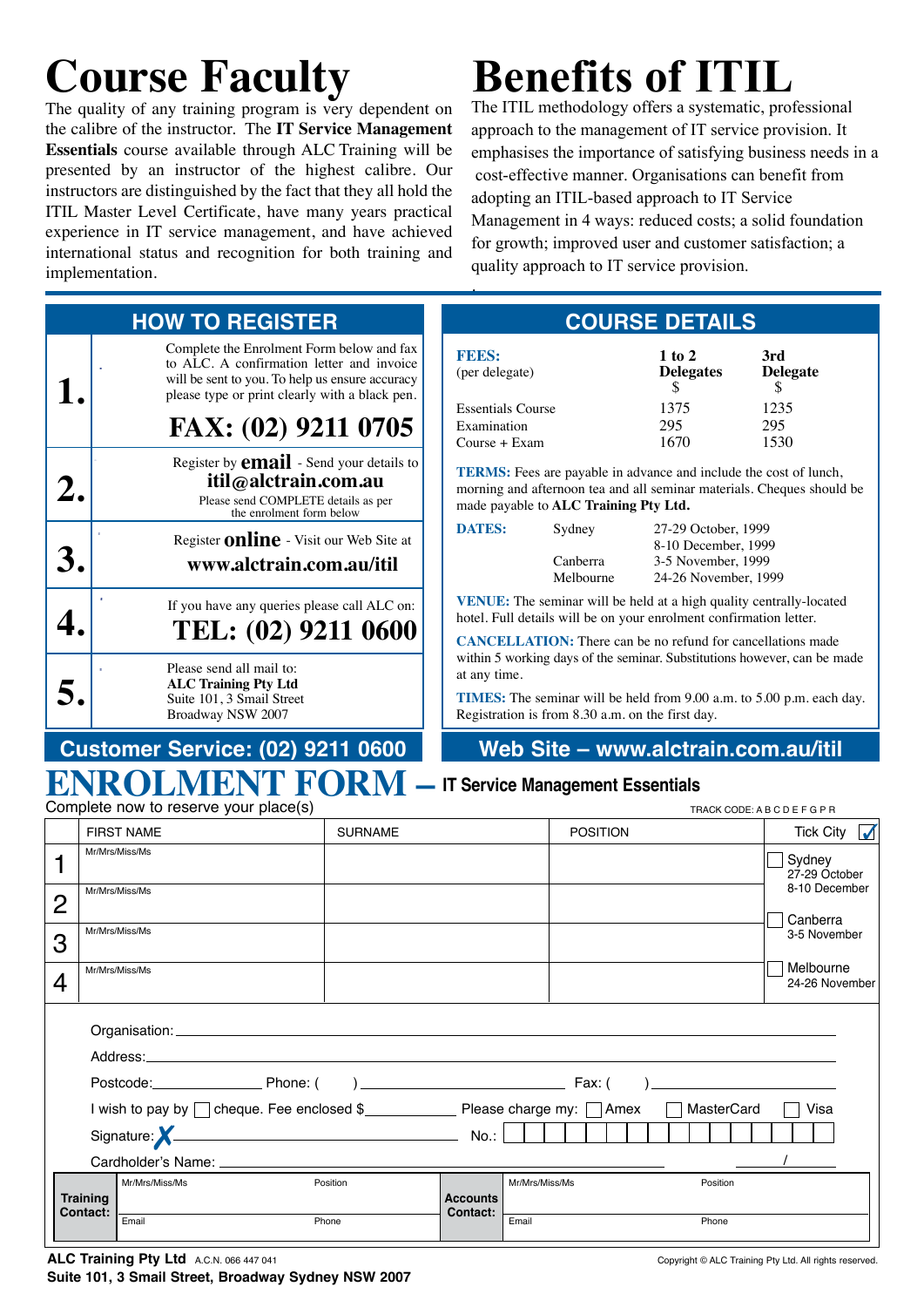# Course Faculty

The quality of any training program is very dependent on the calibre of the instructor. The **IT Service Management Essentials** course available through ALC Training will be presented by an instructor of the highest calibre. Our instructors are distinguished by the fact that they all hold the ITIL Master Level Certificate, have many years practical experience in IT service management, and have achieved international status and recognition for both training and implementation.

# Benefits of ITIL

The ITIL methodology offers a systematic, professional approach to the management of IT service provision. It emphasises the importance of satisfying business needs in a cost-effective manner. Organisations can benefit from adopting an ITIL-based approach to IT Service Management in 4 ways: reduced costs; a solid foundation for growth; improved user and customer satisfaction; a quality approach to IT service provision.

## HOW TO REGISTER

**1.** Complete the Enrolment Form below and fax to ALC. A confirmation letter and invoice will be sent to you. To help us ensure accuracy please type or print clearly with a black pen.

**FAX: (02) 9211 0705**

**2.** Register by **email** - Send your details to
**itil@alctrain.com.au**
Please send COMPLETE details as per the enrolment form below

**3.** Register **online** - Visit our Web Site at
**www.alctrain.com.au/itil**

**4.** If you have any queries please call ALC on:
**TEL: (02) 9211 0600**

**5.** Please send all mail to:
**ALC Training Pty Ltd**
Suite 101, 3 Smail Street
Broadway NSW 2007

**Customer Service: (02) 9211 0600**

## COURSE DETAILS

| **FEES:** (per delegate) | **1 to 2 Delegates** $ | **3rd Delegate** $ |
|---|---|---|
| Essentials Course | 1375 | 1235 |
| Examination | 295 | 295 |
| Course + Exam | 1670 | 1530 |

**TERMS:** Fees are payable in advance and include the cost of lunch, morning and afternoon tea and all seminar materials. Cheques should be made payable to **ALC Training Pty Ltd.**

**DATES:**

| | |
|---|---|
| Sydney | 27-29 October, 1999 |
| | 8-10 December, 1999 |
| Canberra | 3-5 November, 1999 |
| Melbourne | 24-26 November, 1999 |

**VENUE:** The seminar will be held at a high quality centrally-located hotel. Full details will be on your enrolment confirmation letter.

**CANCELLATION:** There can be no refund for cancellations made within 5 working days of the seminar. Substitutions however, can be made at any time.

**TIMES:** The seminar will be held from 9.00 a.m. to 5.00 p.m. each day. Registration is from 8.30 a.m. on the first day.

**Web Site – www.alctrain.com.au/itil**

# ENROLMENT FORM – IT Service Management Essentials

Complete now to reserve your place(s)

TRACK CODE: A B C D E F G P R

| | FIRST NAME | SURNAME | POSITION | Tick City ☑ |
|---|---|---|---|---|
| 1 | Mr/Mrs/Miss/Ms | | | ☐ Sydney 27-29 October 8-10 December |
| 2 | Mr/Mrs/Miss/Ms | | | |
| 3 | Mr/Mrs/Miss/Ms | | | ☐ Canberra 3-5 November |
| 4 | Mr/Mrs/Miss/Ms | | | ☐ Melbourne 24-26 November |

Organisation: ____________________

Address: ____________________

Postcode: __________ Phone: ( ) __________ Fax: ( ) __________

I wish to pay by ☐ cheque. Fee enclosed $ __________ Please charge my: ☐ Amex ☐ MasterCard ☐ Visa

Signature: ✗ __________ No.: __________

Cardholder's Name: __________ /

| **Training Contact:** | Mr/Mrs/Miss/Ms | Position | **Accounts Contact:** | Mr/Mrs/Miss/Ms | Position |
|---|---|---|---|---|---|
| | Email | Phone | | Email | Phone |

**ALC Training Pty Ltd** A.C.N. 066 447 041
**Suite 101, 3 Smail Street, Broadway Sydney NSW 2007**

Copyright © ALC Training Pty Ltd. All rights reserved.